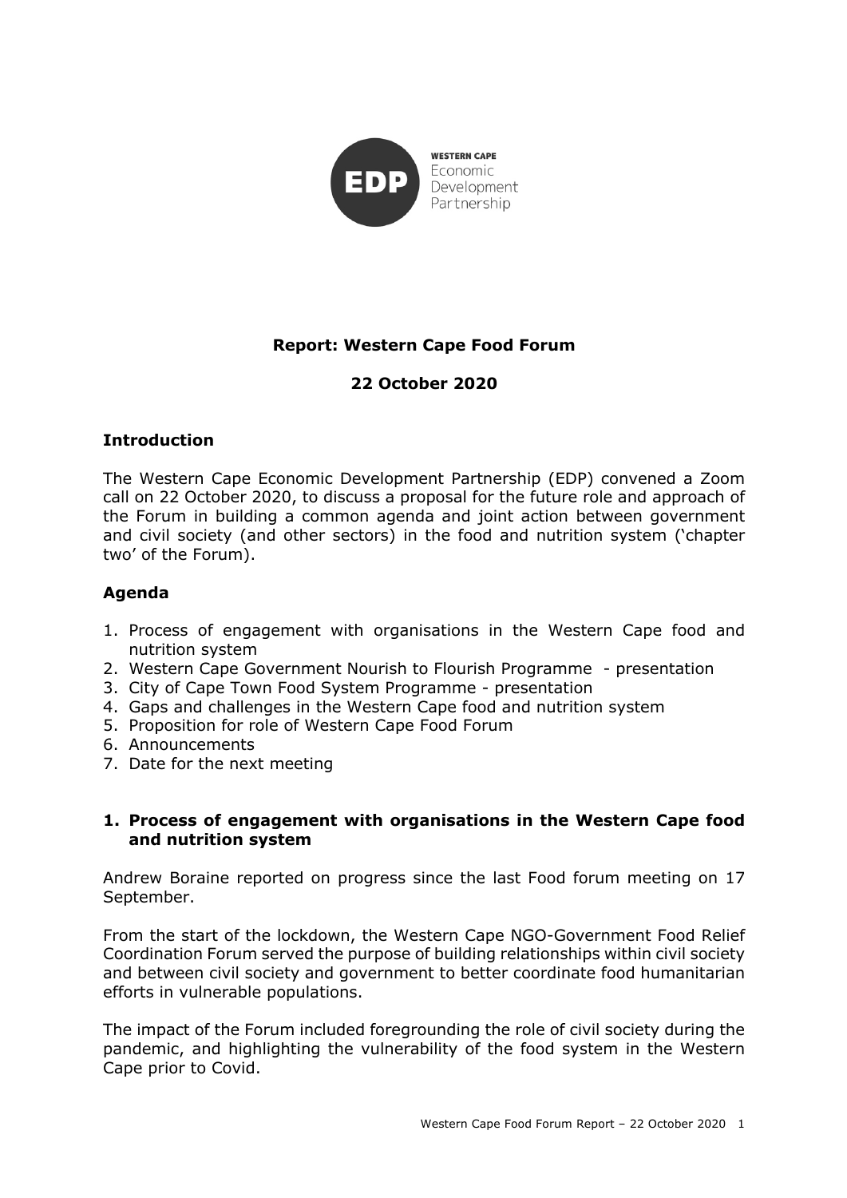WESTERN CAPE Economic Development Partnership

**Report: Western Cape Food Forum**

**22 October 2020**

## Introduction

The Western Cape Economic Development Partnership (EDP) convened a Zoom call on 22 October 2020, to discuss a proposal for the future role and approach of the Forum in building a common agenda and joint action between government and civil society (and other sectors) in the food and nutrition system ('chapter two' of the Forum).

## Agenda

1. Process of engagement with organisations in the Western Cape food and nutrition system
2. Western Cape Government Nourish to Flourish Programme - presentation
3. City of Cape Town Food System Programme - presentation
4. Gaps and challenges in the Western Cape food and nutrition system
5. Proposition for role of Western Cape Food Forum
6. Announcements
7. Date for the next meeting

### 1. Process of engagement with organisations in the Western Cape food and nutrition system

Andrew Boraine reported on progress since the last Food forum meeting on 17 September.

From the start of the lockdown, the Western Cape NGO-Government Food Relief Coordination Forum served the purpose of building relationships within civil society and between civil society and government to better coordinate food humanitarian efforts in vulnerable populations.

The impact of the Forum included foregrounding the role of civil society during the pandemic, and highlighting the vulnerability of the food system in the Western Cape prior to Covid.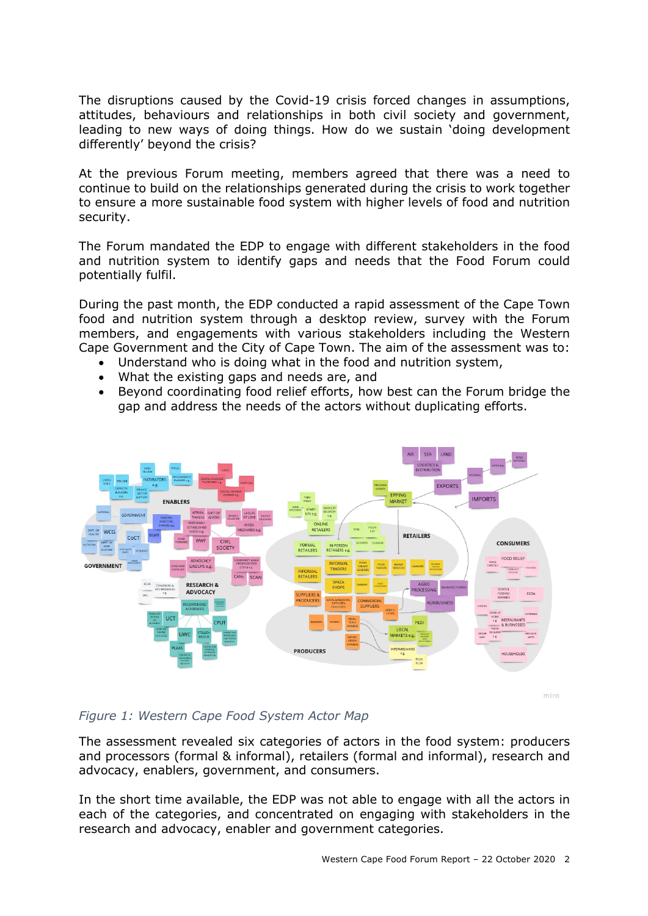The disruptions caused by the Covid-19 crisis forced changes in assumptions, attitudes, behaviours and relationships in both civil society and government, leading to new ways of doing things. How do we sustain 'doing development differently' beyond the crisis?

At the previous Forum meeting, members agreed that there was a need to continue to build on the relationships generated during the crisis to work together to ensure a more sustainable food system with higher levels of food and nutrition security.

The Forum mandated the EDP to engage with different stakeholders in the food and nutrition system to identify gaps and needs that the Food Forum could potentially fulfil.

During the past month, the EDP conducted a rapid assessment of the Cape Town food and nutrition system through a desktop review, survey with the Forum members, and engagements with various stakeholders including the Western Cape Government and the City of Cape Town. The aim of the assessment was to:

- Understand who is doing what in the food and nutrition system,
- What the existing gaps and needs are, and
- Beyond coordinating food relief efforts, how best can the Forum bridge the gap and address the needs of the actors without duplicating efforts.

*Figure 1: Western Cape Food System Actor Map*

The assessment revealed six categories of actors in the food system: producers and processors (formal & informal), retailers (formal and informal), research and advocacy, enablers, government, and consumers.

In the short time available, the EDP was not able to engage with all the actors in each of the categories, and concentrated on engaging with stakeholders in the research and advocacy, enabler and government categories.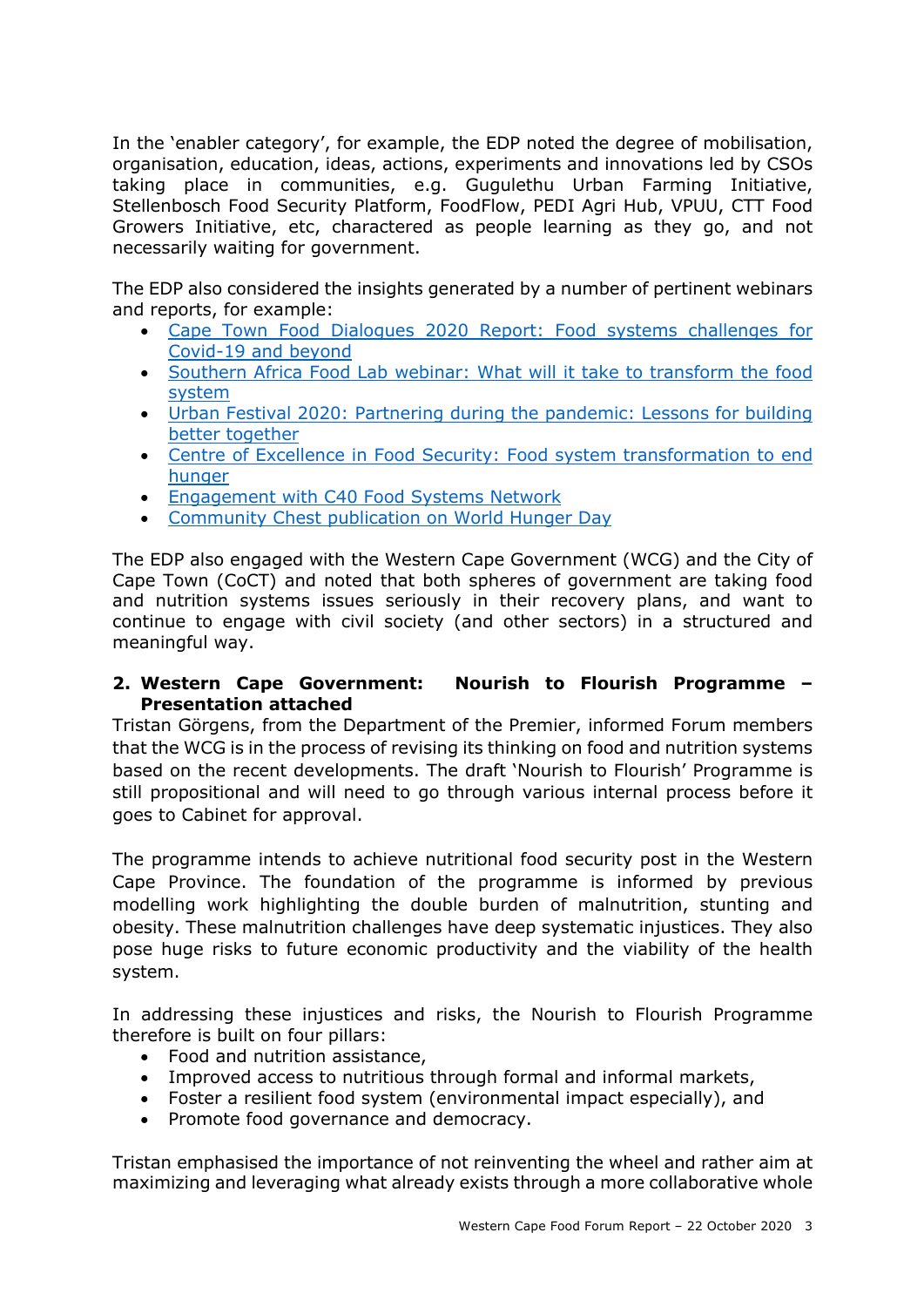In the 'enabler category', for example, the EDP noted the degree of mobilisation, organisation, education, ideas, actions, experiments and innovations led by CSOs taking place in communities, e.g. Gugulethu Urban Farming Initiative, Stellenbosch Food Security Platform, FoodFlow, PEDI Agri Hub, VPUU, CTT Food Growers Initiative, etc, charactered as people learning as they go, and not necessarily waiting for government.

The EDP also considered the insights generated by a number of pertinent webinars and reports, for example:

- Cape Town Food Dialogues 2020 Report: Food systems challenges for Covid-19 and beyond
- Southern Africa Food Lab webinar: What will it take to transform the food system
- Urban Festival 2020: Partnering during the pandemic: Lessons for building better together
- Centre of Excellence in Food Security: Food system transformation to end hunger
- Engagement with C40 Food Systems Network
- Community Chest publication on World Hunger Day

The EDP also engaged with the Western Cape Government (WCG) and the City of Cape Town (CoCT) and noted that both spheres of government are taking food and nutrition systems issues seriously in their recovery plans, and want to continue to engage with civil society (and other sectors) in a structured and meaningful way.

**2. Western Cape Government: Nourish to Flourish Programme – Presentation attached**

Tristan Görgens, from the Department of the Premier, informed Forum members that the WCG is in the process of revising its thinking on food and nutrition systems based on the recent developments. The draft 'Nourish to Flourish' Programme is still propositional and will need to go through various internal process before it goes to Cabinet for approval.

The programme intends to achieve nutritional food security post in the Western Cape Province. The foundation of the programme is informed by previous modelling work highlighting the double burden of malnutrition, stunting and obesity. These malnutrition challenges have deep systematic injustices. They also pose huge risks to future economic productivity and the viability of the health system.

In addressing these injustices and risks, the Nourish to Flourish Programme therefore is built on four pillars:

- Food and nutrition assistance,
- Improved access to nutritious through formal and informal markets,
- Foster a resilient food system (environmental impact especially), and
- Promote food governance and democracy.

Tristan emphasised the importance of not reinventing the wheel and rather aim at maximizing and leveraging what already exists through a more collaborative whole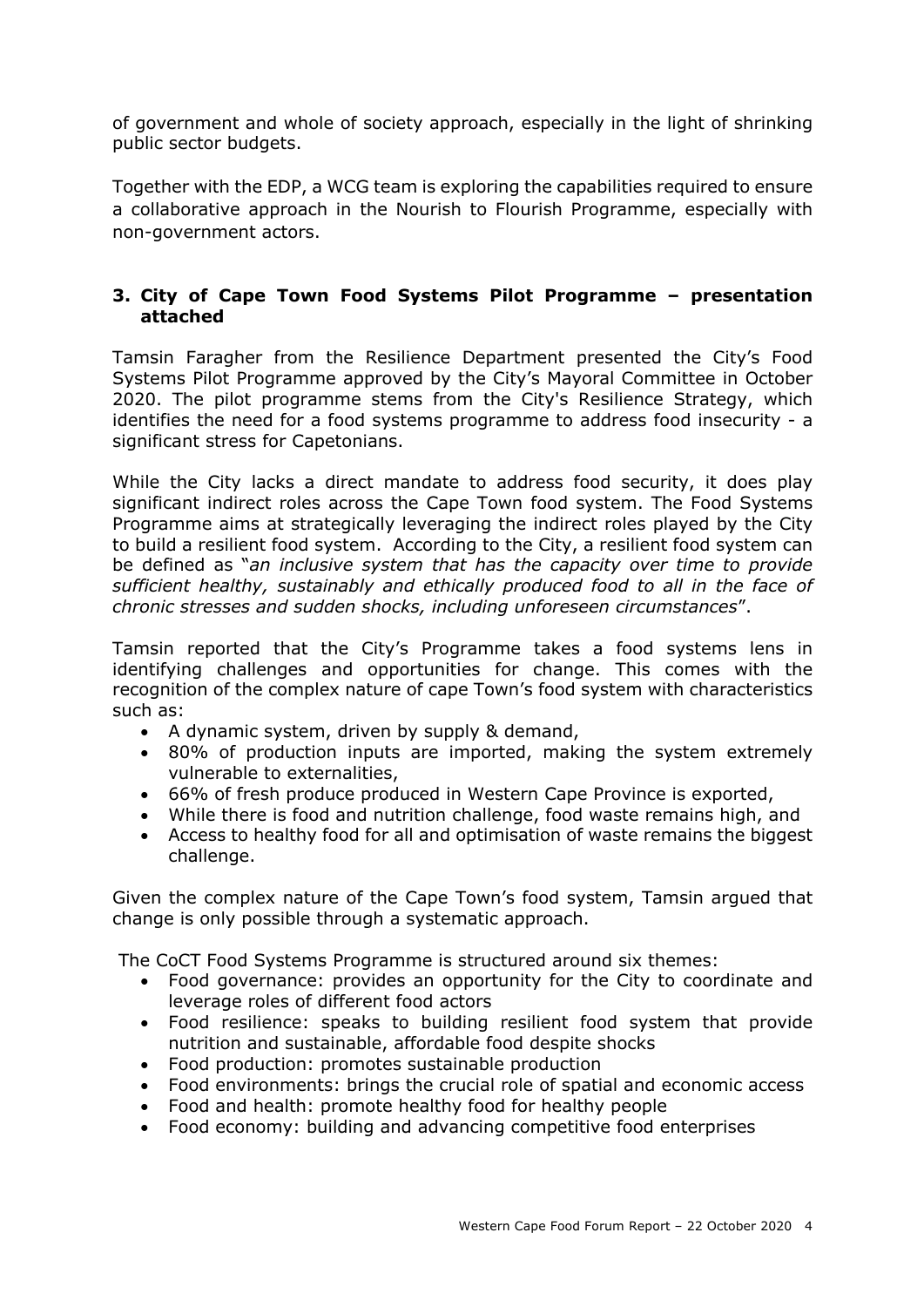of government and whole of society approach, especially in the light of shrinking public sector budgets.

Together with the EDP, a WCG team is exploring the capabilities required to ensure a collaborative approach in the Nourish to Flourish Programme, especially with non-government actors.

### 3. City of Cape Town Food Systems Pilot Programme – presentation attached

Tamsin Faragher from the Resilience Department presented the City's Food Systems Pilot Programme approved by the City's Mayoral Committee in October 2020. The pilot programme stems from the City's Resilience Strategy, which identifies the need for a food systems programme to address food insecurity - a significant stress for Capetonians.

While the City lacks a direct mandate to address food security, it does play significant indirect roles across the Cape Town food system. The Food Systems Programme aims at strategically leveraging the indirect roles played by the City to build a resilient food system. According to the City, a resilient food system can be defined as "*an inclusive system that has the capacity over time to provide sufficient healthy, sustainably and ethically produced food to all in the face of chronic stresses and sudden shocks, including unforeseen circumstances*".

Tamsin reported that the City's Programme takes a food systems lens in identifying challenges and opportunities for change. This comes with the recognition of the complex nature of cape Town's food system with characteristics such as:

- A dynamic system, driven by supply & demand,
- 80% of production inputs are imported, making the system extremely vulnerable to externalities,
- 66% of fresh produce produced in Western Cape Province is exported,
- While there is food and nutrition challenge, food waste remains high, and
- Access to healthy food for all and optimisation of waste remains the biggest challenge.

Given the complex nature of the Cape Town's food system, Tamsin argued that change is only possible through a systematic approach.

The CoCT Food Systems Programme is structured around six themes:

- Food governance: provides an opportunity for the City to coordinate and leverage roles of different food actors
- Food resilience: speaks to building resilient food system that provide nutrition and sustainable, affordable food despite shocks
- Food production: promotes sustainable production
- Food environments: brings the crucial role of spatial and economic access
- Food and health: promote healthy food for healthy people
- Food economy: building and advancing competitive food enterprises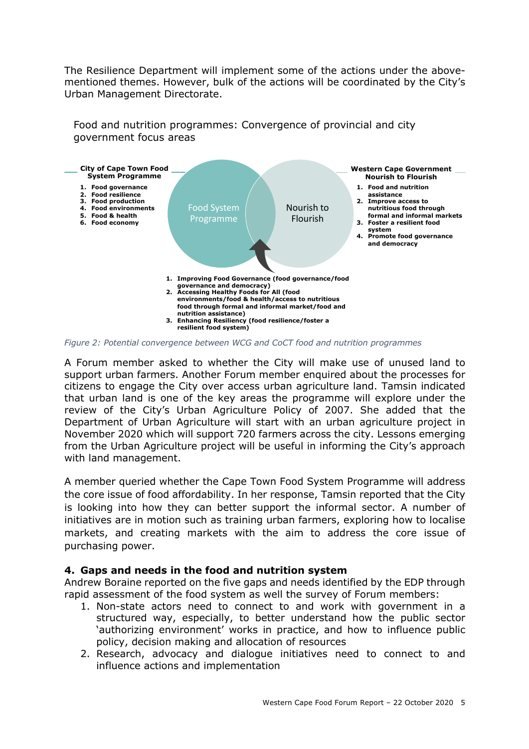The Resilience Department will implement some of the actions under the above-mentioned themes. However, bulk of the actions will be coordinated by the City's Urban Management Directorate.

Food and nutrition programmes: Convergence of provincial and city government focus areas

**City of Cape Town Food System Programme**

1. **Food governance**
2. **Food resilience**
3. **Food production**
4. **Food environments**
5. **Food & health**
6. **Food economy**

Food System Programme

Nourish to Flourish

**Western Cape Government Nourish to Flourish**

1. **Food and nutrition assistance**
2. **Improve access to nutritious food through formal and informal markets**
3. **Foster a resilient food system**
4. **Promote food governance and democracy**

1. **Improving Food Governance (food governance/food governance and democracy)**
2. **Accessing Healthy Foods for All (food environments/food & health/access to nutritious food through formal and informal market/food and nutrition assistance)**
3. **Enhancing Resiliency (food resilience/foster a resilient food system)**

*Figure 2: Potential convergence between WCG and CoCT food and nutrition programmes*

A Forum member asked to whether the City will make use of unused land to support urban farmers. Another Forum member enquired about the processes for citizens to engage the City over access urban agriculture land. Tamsin indicated that urban land is one of the key areas the programme will explore under the review of the City's Urban Agriculture Policy of 2007. She added that the Department of Urban Agriculture will start with an urban agriculture project in November 2020 which will support 720 farmers across the city. Lessons emerging from the Urban Agriculture project will be useful in informing the City's approach with land management.

A member queried whether the Cape Town Food System Programme will address the core issue of food affordability. In her response, Tamsin reported that the City is looking into how they can better support the informal sector. A number of initiatives are in motion such as training urban farmers, exploring how to localise markets, and creating markets with the aim to address the core issue of purchasing power.

## 4. Gaps and needs in the food and nutrition system

Andrew Boraine reported on the five gaps and needs identified by the EDP through rapid assessment of the food system as well the survey of Forum members:

1. Non-state actors need to connect to and work with government in a structured way, especially, to better understand how the public sector 'authorizing environment' works in practice, and how to influence public policy, decision making and allocation of resources
2. Research, advocacy and dialogue initiatives need to connect to and influence actions and implementation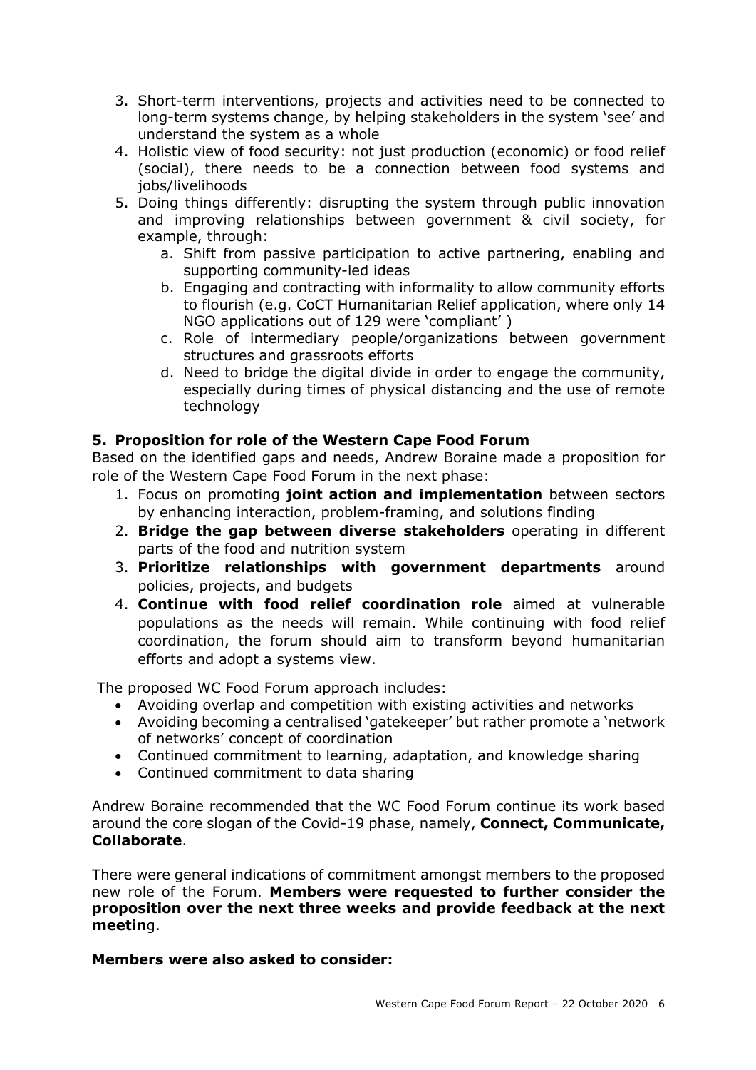3. Short-term interventions, projects and activities need to be connected to long-term systems change, by helping stakeholders in the system 'see' and understand the system as a whole
4. Holistic view of food security: not just production (economic) or food relief (social), there needs to be a connection between food systems and jobs/livelihoods
5. Doing things differently: disrupting the system through public innovation and improving relationships between government & civil society, for example, through:
    a. Shift from passive participation to active partnering, enabling and supporting community-led ideas
    b. Engaging and contracting with informality to allow community efforts to flourish (e.g. CoCT Humanitarian Relief application, where only 14 NGO applications out of 129 were 'compliant' )
    c. Role of intermediary people/organizations between government structures and grassroots efforts
    d. Need to bridge the digital divide in order to engage the community, especially during times of physical distancing and the use of remote technology

### 5. Proposition for role of the Western Cape Food Forum

Based on the identified gaps and needs, Andrew Boraine made a proposition for role of the Western Cape Food Forum in the next phase:

1. Focus on promoting **joint action and implementation** between sectors by enhancing interaction, problem-framing, and solutions finding
2. **Bridge the gap between diverse stakeholders** operating in different parts of the food and nutrition system
3. **Prioritize relationships with government departments** around policies, projects, and budgets
4. **Continue with food relief coordination role** aimed at vulnerable populations as the needs will remain. While continuing with food relief coordination, the forum should aim to transform beyond humanitarian efforts and adopt a systems view.

The proposed WC Food Forum approach includes:

- Avoiding overlap and competition with existing activities and networks
- Avoiding becoming a centralised 'gatekeeper' but rather promote a 'network of networks' concept of coordination
- Continued commitment to learning, adaptation, and knowledge sharing
- Continued commitment to data sharing

Andrew Boraine recommended that the WC Food Forum continue its work based around the core slogan of the Covid-19 phase, namely, **Connect, Communicate, Collaborate**.

There were general indications of commitment amongst members to the proposed new role of the Forum. **Members were requested to further consider the proposition over the next three weeks and provide feedback at the next meetin**g.

**Members were also asked to consider:**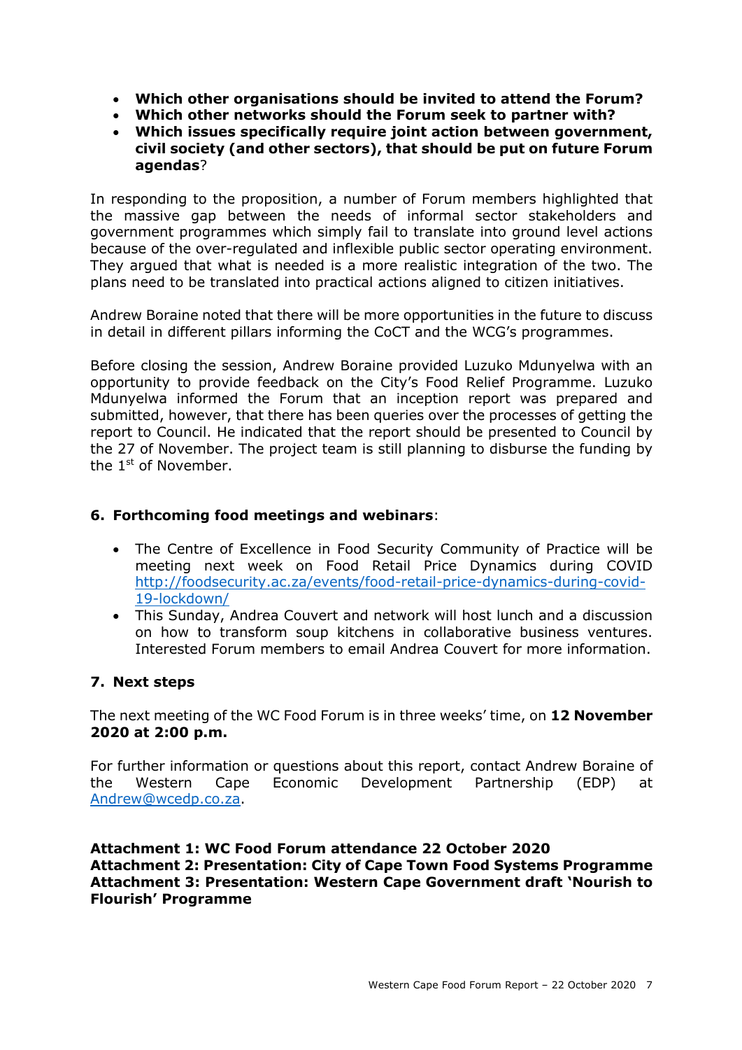- **Which other organisations should be invited to attend the Forum?**
- **Which other networks should the Forum seek to partner with?**
- **Which issues specifically require joint action between government, civil society (and other sectors), that should be put on future Forum agendas**?

In responding to the proposition, a number of Forum members highlighted that the massive gap between the needs of informal sector stakeholders and government programmes which simply fail to translate into ground level actions because of the over-regulated and inflexible public sector operating environment. They argued that what is needed is a more realistic integration of the two. The plans need to be translated into practical actions aligned to citizen initiatives.

Andrew Boraine noted that there will be more opportunities in the future to discuss in detail in different pillars informing the CoCT and the WCG's programmes.

Before closing the session, Andrew Boraine provided Luzuko Mdunyelwa with an opportunity to provide feedback on the City's Food Relief Programme. Luzuko Mdunyelwa informed the Forum that an inception report was prepared and submitted, however, that there has been queries over the processes of getting the report to Council. He indicated that the report should be presented to Council by the 27 of November. The project team is still planning to disburse the funding by the 1st of November.

## 6. Forthcoming food meetings and webinars:

- The Centre of Excellence in Food Security Community of Practice will be meeting next week on Food Retail Price Dynamics during COVID http://foodsecurity.ac.za/events/food-retail-price-dynamics-during-covid-19-lockdown/
- This Sunday, Andrea Couvert and network will host lunch and a discussion on how to transform soup kitchens in collaborative business ventures. Interested Forum members to email Andrea Couvert for more information.

## 7. Next steps

The next meeting of the WC Food Forum is in three weeks' time, on **12 November 2020 at 2:00 p.m.**

For further information or questions about this report, contact Andrew Boraine of the Western Cape Economic Development Partnership (EDP) at Andrew@wcedp.co.za.

**Attachment 1: WC Food Forum attendance 22 October 2020**
**Attachment 2: Presentation: City of Cape Town Food Systems Programme**
**Attachment 3: Presentation: Western Cape Government draft 'Nourish to Flourish' Programme**